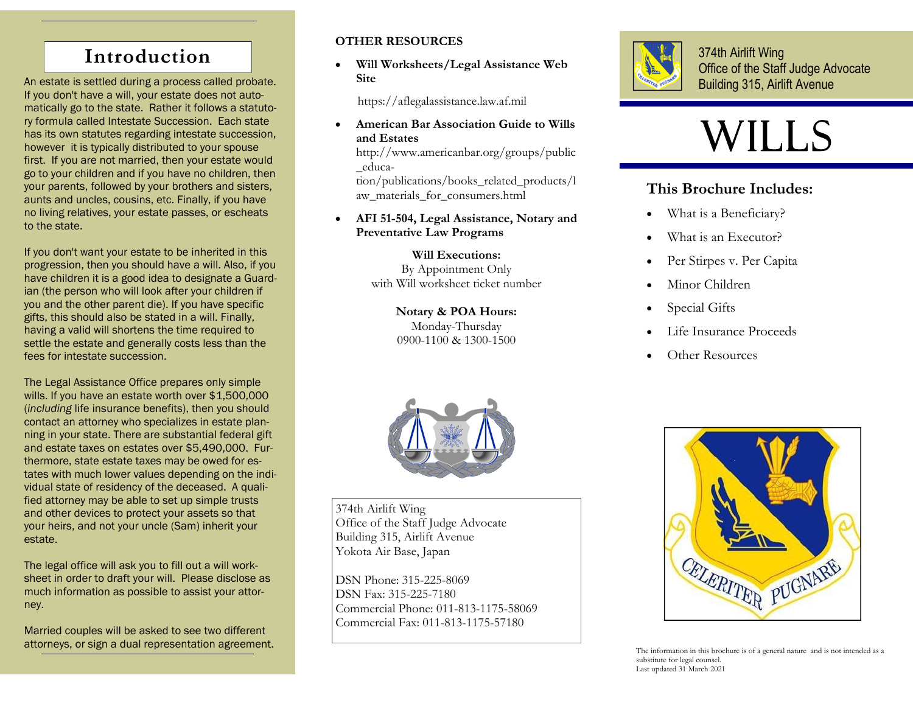## Introduction

An estate is settled during a process called probate. If you don't have a will, your estate does not automatically go to the state. Rather it follows a statutory formula called Intestate Succession. Each state has its own statutes regarding intestate succession, however it is typically distributed to your spouse first. If you are not married, then your estate would go to your children and if you have no children, then your parents, followed by your brothers and sisters, aunts and uncles, cousins, etc. Finally, if you have no living relatives, your estate passes, or escheats to the state.

If you don't want your estate to be inherited in this progression, then you should have a will. Also, if you have children it is a good idea to designate a Guardian (the person who will look after your children if you and the other parent die). If you have specific gifts, this should also be stated in a will. Finally, having a valid will shortens the time required to settle the estate and generally costs less than the fees for intestate succession.

The Legal Assistance Office prepares only simple wills. If you have an estate worth over $1,500,000 (*including* life insurance benefits), then you should contact an attorney who specializes in estate planning in your state. There are substantial federal gift and estate taxes on estates over $5,490,000. Furthermore, state estate taxes may be owed for estates with much lower values depending on the individual state of residency of the deceased. A qualified attorney may be able to set up simple trusts and other devices to protect your assets so that your heirs, and not your uncle (Sam) inherit your estate.

The legal office will ask you to fill out a will worksheet in order to draft your will. Please disclose as much information as possible to assist your attorney.

Married couples will be asked to see two different attorneys, or sign a dual representation agreement.

### OTHER RESOURCES

- **Will Worksheets/Legal Assistance Web Site**

  https://aflegalassistance.law.af.mil

- **American Bar Association Guide to Wills and Estates**
  http://www.americanbar.org/groups/public_education/publications/books_related_products/law_materials_for_consumers.html

- **AFI 51-504, Legal Assistance, Notary and Preventative Law Programs**

**Will Executions:**
By Appointment Only
with Will worksheet ticket number

**Notary & POA Hours:**
Monday-Thursday
0900-1100 & 1300-1500

374th Airlift Wing
Office of the Staff Judge Advocate
Building 315, Airlift Avenue
Yokota Air Base, Japan

DSN Phone: 315-225-8069
DSN Fax: 315-225-7180
Commercial Phone: 011-813-1175-58069
Commercial Fax: 011-813-1175-57180

374th Airlift Wing
Office of the Staff Judge Advocate
Building 315, Airlift Avenue

# WILLS

### This Brochure Includes:

- What is a Beneficiary?
- What is an Executor?
- Per Stirpes v. Per Capita
- Minor Children
- Special Gifts
- Life Insurance Proceeds
- Other Resources

CELERITER PUGNARE

The information in this brochure is of a general nature and is not intended as a substitute for legal counsel.
Last updated 31 March 2021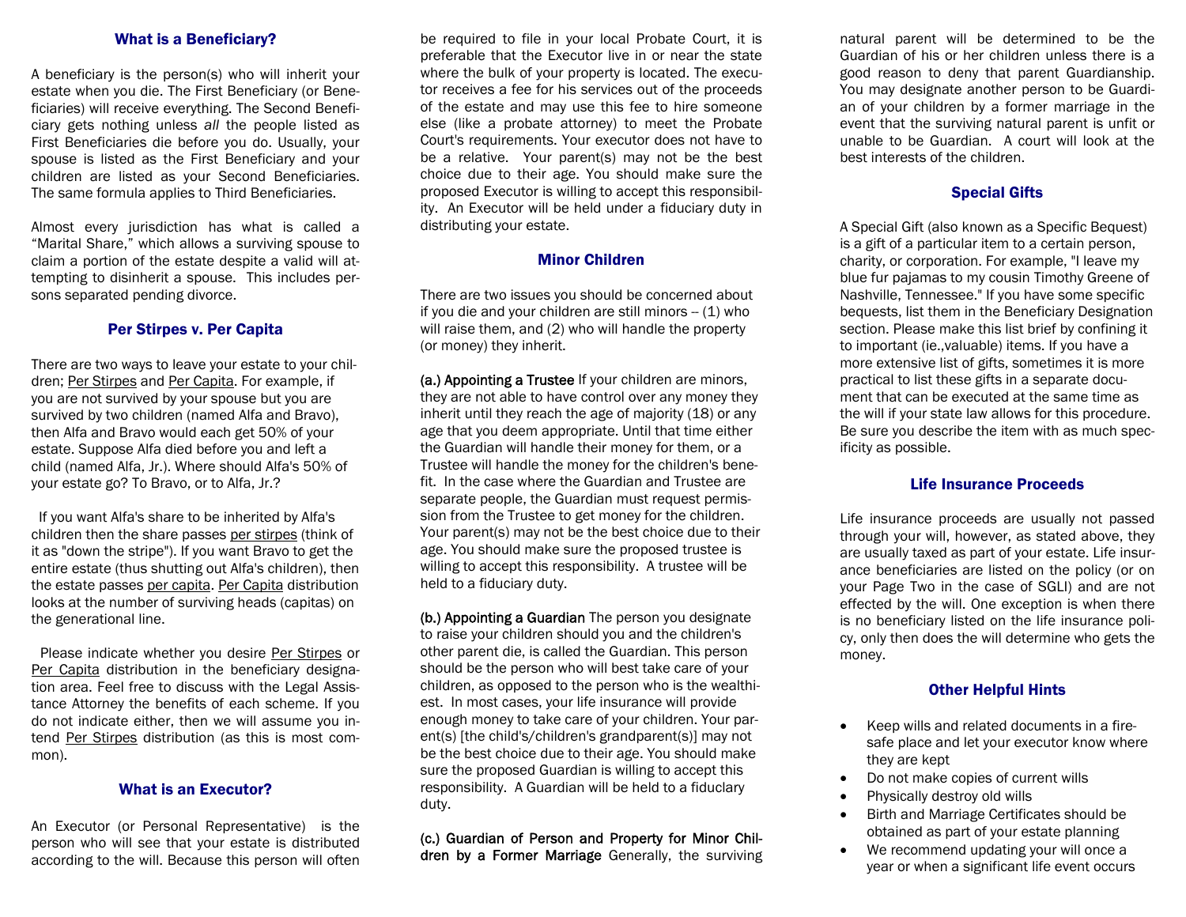## What is a Beneficiary?

A beneficiary is the person(s) who will inherit your estate when you die. The First Beneficiary (or Beneficiaries) will receive everything. The Second Beneficiary gets nothing unless *all* the people listed as First Beneficiaries die before you do. Usually, your spouse is listed as the First Beneficiary and your children are listed as your Second Beneficiaries. The same formula applies to Third Beneficiaries.

Almost every jurisdiction has what is called a "Marital Share," which allows a surviving spouse to claim a portion of the estate despite a valid will attempting to disinherit a spouse. This includes persons separated pending divorce.

## Per Stirpes v. Per Capita

There are two ways to leave your estate to your children; Per Stirpes and Per Capita. For example, if you are not survived by your spouse but you are survived by two children (named Alfa and Bravo), then Alfa and Bravo would each get 50% of your estate. Suppose Alfa died before you and left a child (named Alfa, Jr.). Where should Alfa's 50% of your estate go? To Bravo, or to Alfa, Jr.?

If you want Alfa's share to be inherited by Alfa's children then the share passes per stirpes (think of it as "down the stripe"). If you want Bravo to get the entire estate (thus shutting out Alfa's children), then the estate passes per capita. Per Capita distribution looks at the number of surviving heads (capitas) on the generational line.

Please indicate whether you desire Per Stirpes or Per Capita distribution in the beneficiary designation area. Feel free to discuss with the Legal Assistance Attorney the benefits of each scheme. If you do not indicate either, then we will assume you intend Per Stirpes distribution (as this is most common).

## What is an Executor?

An Executor (or Personal Representative) is the person who will see that your estate is distributed according to the will. Because this person will often be required to file in your local Probate Court, it is preferable that the Executor live in or near the state where the bulk of your property is located. The executor receives a fee for his services out of the proceeds of the estate and may use this fee to hire someone else (like a probate attorney) to meet the Probate Court's requirements. Your executor does not have to be a relative. Your parent(s) may not be the best choice due to their age. You should make sure the proposed Executor is willing to accept this responsibility. An Executor will be held under a fiduciary duty in distributing your estate.

## Minor Children

There are two issues you should be concerned about if you die and your children are still minors -- (1) who will raise them, and (2) who will handle the property (or money) they inherit.

**(a.) Appointing a Trustee** If your children are minors, they are not able to have control over any money they inherit until they reach the age of majority (18) or any age that you deem appropriate. Until that time either the Guardian will handle their money for them, or a Trustee will handle the money for the children's benefit. In the case where the Guardian and Trustee are separate people, the Guardian must request permission from the Trustee to get money for the children. Your parent(s) may not be the best choice due to their age. You should make sure the proposed trustee is willing to accept this responsibility. A trustee will be held to a fiduciary duty.

**(b.) Appointing a Guardian** The person you designate to raise your children should you and the children's other parent die, is called the Guardian. This person should be the person who will best take care of your children, as opposed to the person who is the wealthiest. In most cases, your life insurance will provide enough money to take care of your children. Your parent(s) [the child's/children's grandparent(s)] may not be the best choice due to their age. You should make sure the proposed Guardian is willing to accept this responsibility. A Guardian will be held to a fiduciary duty.

**(c.) Guardian of Person and Property for Minor Children by a Former Marriage** Generally, the surviving natural parent will be determined to be the Guardian of his or her children unless there is a good reason to deny that parent Guardianship. You may designate another person to be Guardian of your children by a former marriage in the event that the surviving natural parent is unfit or unable to be Guardian. A court will look at the best interests of the children.

## Special Gifts

A Special Gift (also known as a Specific Bequest) is a gift of a particular item to a certain person, charity, or corporation. For example, "I leave my blue fur pajamas to my cousin Timothy Greene of Nashville, Tennessee." If you have some specific bequests, list them in the Beneficiary Designation section. Please make this list brief by confining it to important (ie.,valuable) items. If you have a more extensive list of gifts, sometimes it is more practical to list these gifts in a separate document that can be executed at the same time as the will if your state law allows for this procedure. Be sure you describe the item with as much specificity as possible.

## Life Insurance Proceeds

Life insurance proceeds are usually not passed through your will, however, as stated above, they are usually taxed as part of your estate. Life insurance beneficiaries are listed on the policy (or on your Page Two in the case of SGLI) and are not effected by the will. One exception is when there is no beneficiary listed on the life insurance policy, only then does the will determine who gets the money.

## Other Helpful Hints

- Keep wills and related documents in a fire-safe place and let your executor know where they are kept
- Do not make copies of current wills
- Physically destroy old wills
- Birth and Marriage Certificates should be obtained as part of your estate planning
- We recommend updating your will once a year or when a significant life event occurs